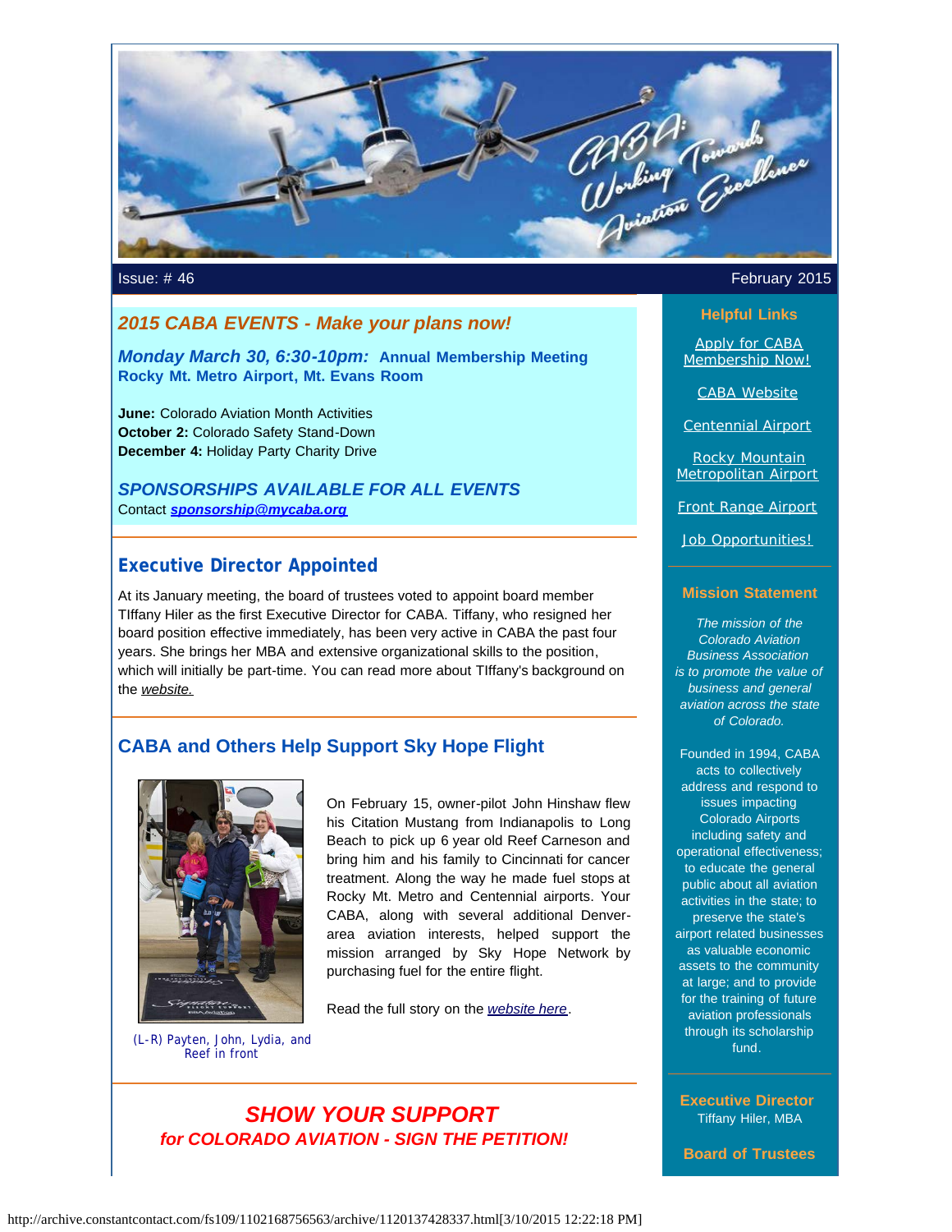Issue: # 46 February 2015

## *2015 CABA EVENTS - Make your plans now!*

***Monday March 30, 6:30-10pm:*** **Annual Membership Meeting**
**Rocky Mt. Metro Airport, Mt. Evans Room**

**June:** Colorado Aviation Month Activities
**October 2:** Colorado Safety Stand-Down
**December 4:** Holiday Party Charity Drive

### *SPONSORSHIPS AVAILABLE FOR ALL EVENTS*

Contact ***sponsorship@mycaba.org***

## Executive Director Appointed

At its January meeting, the board of trustees voted to appoint board member TIffany Hiler as the first Executive Director for CABA. Tiffany, who resigned her board position effective immediately, has been very active in CABA the past four years. She brings her MBA and extensive organizational skills to the position, which will initially be part-time. You can read more about TIffany's background on the *website.*

## CABA and Others Help Support Sky Hope Flight

(L-R) Payten, John, Lydia, and Reef in front

On February 15, owner-pilot John Hinshaw flew his Citation Mustang from Indianapolis to Long Beach to pick up 6 year old Reef Carneson and bring him and his family to Cincinnati for cancer treatment. Along the way he made fuel stops at Rocky Mt. Metro and Centennial airports. Your CABA, along with several additional Denver-area aviation interests, helped support the mission arranged by Sky Hope Network by purchasing fuel for the entire flight.

Read the full story on the *website here*.

## *SHOW YOUR SUPPORT*
### *for COLORADO AVIATION - SIGN THE PETITION!*

---

**Helpful Links**

Apply for CABA Membership Now!

CABA Website

Centennial Airport

Rocky Mountain Metropolitan Airport

Front Range Airport

Job Opportunities!

**Mission Statement**

*The mission of the Colorado Aviation Business Association is to promote the value of business and general aviation across the state of Colorado.*

Founded in 1994, CABA acts to collectively address and respond to issues impacting Colorado Airports including safety and operational effectiveness; to educate the general public about all aviation activities in the state; to preserve the state's airport related businesses as valuable economic assets to the community at large; and to provide for the training of future aviation professionals through its scholarship fund.

**Executive Director**
Tiffany Hiler, MBA

**Board of Trustees**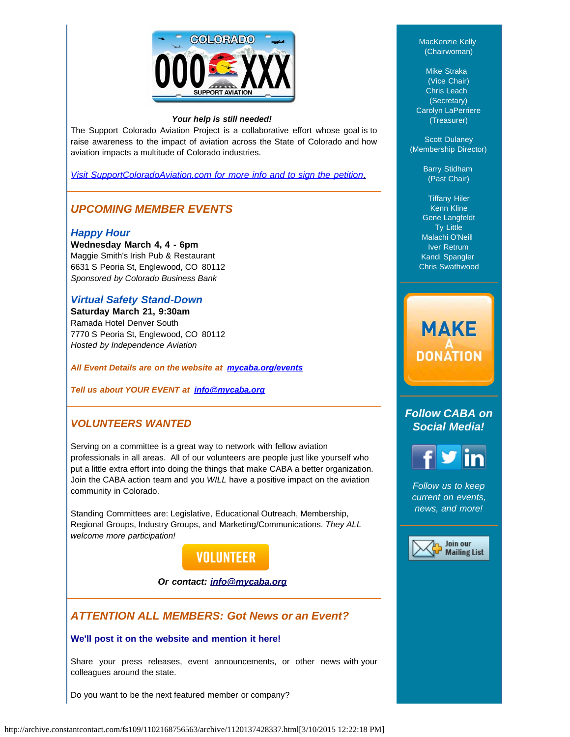***Your help is still needed!***

The Support Colorado Aviation Project is a collaborative effort whose goal is to raise awareness to the impact of aviation across the State of Colorado and how aviation impacts a multitude of Colorado industries.

*Visit SupportColoradoAviation.com for more info and to sign the petition.*

## *UPCOMING MEMBER EVENTS*

### *Happy Hour*

**Wednesday March 4, 4 - 6pm**
Maggie Smith's Irish Pub & Restaurant
6631 S Peoria St, Englewood, CO 80112
*Sponsored by Colorado Business Bank*

### *Virtual Safety Stand-Down*

**Saturday March 21, 9:30am**
Ramada Hotel Denver South
7770 S Peoria St, Englewood, CO 80112
*Hosted by Independence Aviation*

***All Event Details are on the website at mycaba.org/events***

***Tell us about YOUR EVENT at info@mycaba.org***

## *VOLUNTEERS WANTED*

Serving on a committee is a great way to network with fellow aviation professionals in all areas. All of our volunteers are people just like yourself who put a little extra effort into doing the things that make CABA a better organization. Join the CABA action team and you *WILL* have a positive impact on the aviation community in Colorado.

Standing Committees are: Legislative, Educational Outreach, Membership, Regional Groups, Industry Groups, and Marketing/Communications. *They ALL welcome more participation!*

VOLUNTEER

***Or contact: info@mycaba.org***

## *ATTENTION ALL MEMBERS: Got News or an Event?*

**We'll post it on the website and mention it here!**

Share your press releases, event announcements, or other news with your colleagues around the state.

Do you want to be the next featured member or company?

---

MacKenzie Kelly
(Chairwoman)

Mike Straka
(Vice Chair)
Chris Leach
(Secretary)
Carolyn LaPerriere
(Treasurer)

Scott Dulaney
(Membership Director)

Barry Stidham
(Past Chair)

Tiffany Hiler
Kenn Kline
Gene Langfeldt
Ty Little
Malachi O'Neill
Iver Retrum
Kandi Spangler
Chris Swathwood

MAKE A DONATION

### *Follow CABA on Social Media!*

*Follow us to keep current on events, news, and more!*

Join our Mailing List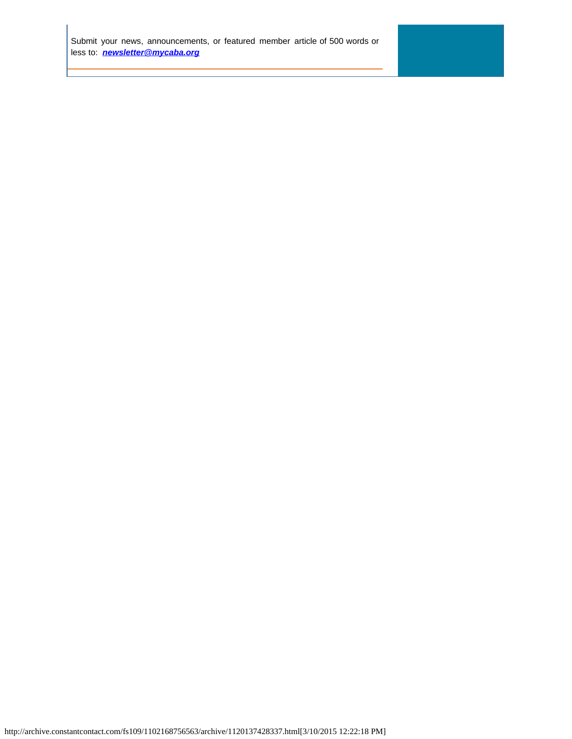Submit your news, announcements, or featured member article of 500 words or less to: ***newsletter@mycaba.org***